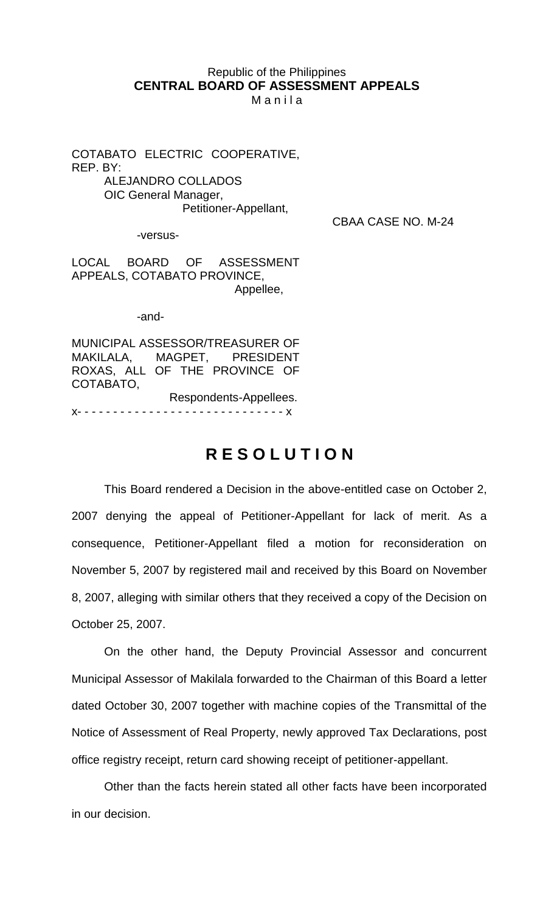Republic of the Philippines
**CENTRAL BOARD OF ASSESSMENT APPEALS**
M a n i l a

COTABATO ELECTRIC COOPERATIVE,
REP. BY:
ALEJANDRO COLLADOS
OIC General Manager,
Petitioner-Appellant,

CBAA CASE NO. M-24

-versus-

LOCAL BOARD OF ASSESSMENT APPEALS, COTABATO PROVINCE,
Appellee,

-and-

MUNICIPAL ASSESSOR/TREASURER OF MAKILALA, MAGPET, PRESIDENT ROXAS, ALL OF THE PROVINCE OF COTABATO,
Respondents-Appellees.

x- - - - - - - - - - - - - - - - - - - - - - - - - - - - x

# R E S O L U T I O N

This Board rendered a Decision in the above-entitled case on October 2, 2007 denying the appeal of Petitioner-Appellant for lack of merit. As a consequence, Petitioner-Appellant filed a motion for reconsideration on November 5, 2007 by registered mail and received by this Board on November 8, 2007, alleging with similar others that they received a copy of the Decision on October 25, 2007.

On the other hand, the Deputy Provincial Assessor and concurrent Municipal Assessor of Makilala forwarded to the Chairman of this Board a letter dated October 30, 2007 together with machine copies of the Transmittal of the Notice of Assessment of Real Property, newly approved Tax Declarations, post office registry receipt, return card showing receipt of petitioner-appellant.

Other than the facts herein stated all other facts have been incorporated in our decision.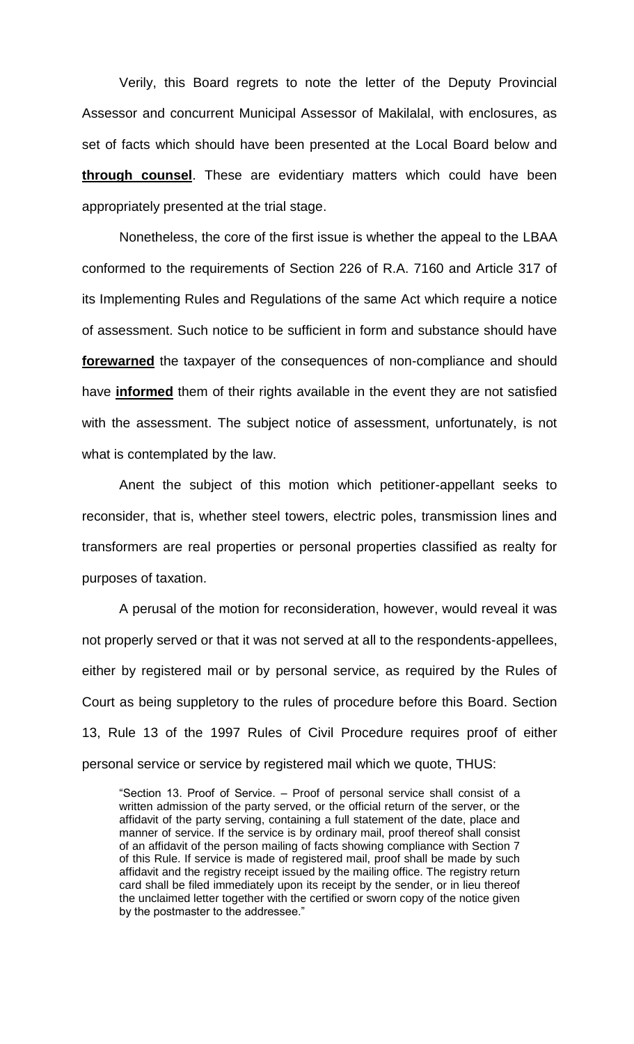Verily, this Board regrets to note the letter of the Deputy Provincial Assessor and concurrent Municipal Assessor of Makilalal, with enclosures, as set of facts which should have been presented at the Local Board below and **through counsel**. These are evidentiary matters which could have been appropriately presented at the trial stage.

Nonetheless, the core of the first issue is whether the appeal to the LBAA conformed to the requirements of Section 226 of R.A. 7160 and Article 317 of its Implementing Rules and Regulations of the same Act which require a notice of assessment. Such notice to be sufficient in form and substance should have **forewarned** the taxpayer of the consequences of non-compliance and should have **informed** them of their rights available in the event they are not satisfied with the assessment. The subject notice of assessment, unfortunately, is not what is contemplated by the law.

Anent the subject of this motion which petitioner-appellant seeks to reconsider, that is, whether steel towers, electric poles, transmission lines and transformers are real properties or personal properties classified as realty for purposes of taxation.

A perusal of the motion for reconsideration, however, would reveal it was not properly served or that it was not served at all to the respondents-appellees, either by registered mail or by personal service, as required by the Rules of Court as being suppletory to the rules of procedure before this Board. Section 13, Rule 13 of the 1997 Rules of Civil Procedure requires proof of either personal service or service by registered mail which we quote, THUS:

> "Section 13. Proof of Service. – Proof of personal service shall consist of a written admission of the party served, or the official return of the server, or the affidavit of the party serving, containing a full statement of the date, place and manner of service. If the service is by ordinary mail, proof thereof shall consist of an affidavit of the person mailing of facts showing compliance with Section 7 of this Rule. If service is made of registered mail, proof shall be made by such affidavit and the registry receipt issued by the mailing office. The registry return card shall be filed immediately upon its receipt by the sender, or in lieu thereof the unclaimed letter together with the certified or sworn copy of the notice given by the postmaster to the addressee."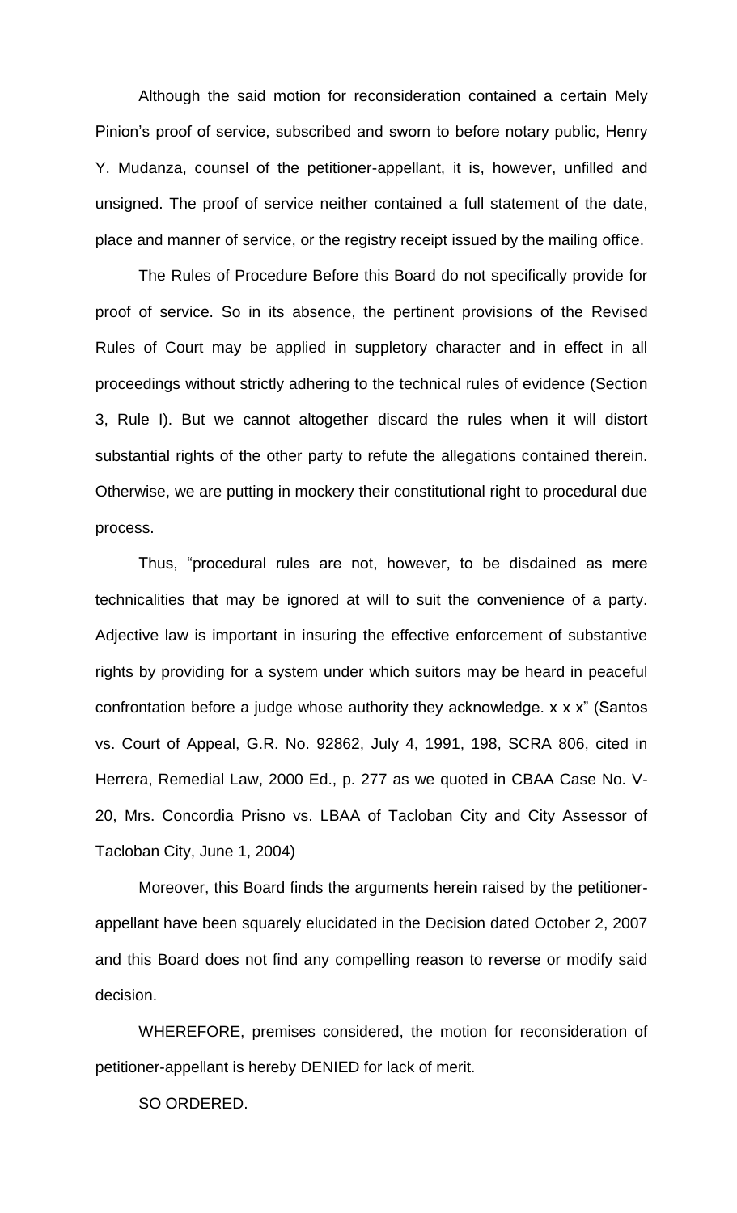Although the said motion for reconsideration contained a certain Mely Pinion's proof of service, subscribed and sworn to before notary public, Henry Y. Mudanza, counsel of the petitioner-appellant, it is, however, unfilled and unsigned. The proof of service neither contained a full statement of the date, place and manner of service, or the registry receipt issued by the mailing office.

The Rules of Procedure Before this Board do not specifically provide for proof of service. So in its absence, the pertinent provisions of the Revised Rules of Court may be applied in suppletory character and in effect in all proceedings without strictly adhering to the technical rules of evidence (Section 3, Rule I). But we cannot altogether discard the rules when it will distort substantial rights of the other party to refute the allegations contained therein. Otherwise, we are putting in mockery their constitutional right to procedural due process.

Thus, "procedural rules are not, however, to be disdained as mere technicalities that may be ignored at will to suit the convenience of a party. Adjective law is important in insuring the effective enforcement of substantive rights by providing for a system under which suitors may be heard in peaceful confrontation before a judge whose authority they acknowledge. x x x" (Santos vs. Court of Appeal, G.R. No. 92862, July 4, 1991, 198, SCRA 806, cited in Herrera, Remedial Law, 2000 Ed., p. 277 as we quoted in CBAA Case No. V-20, Mrs. Concordia Prisno vs. LBAA of Tacloban City and City Assessor of Tacloban City, June 1, 2004)

Moreover, this Board finds the arguments herein raised by the petitioner-appellant have been squarely elucidated in the Decision dated October 2, 2007 and this Board does not find any compelling reason to reverse or modify said decision.

WHEREFORE, premises considered, the motion for reconsideration of petitioner-appellant is hereby DENIED for lack of merit.

SO ORDERED.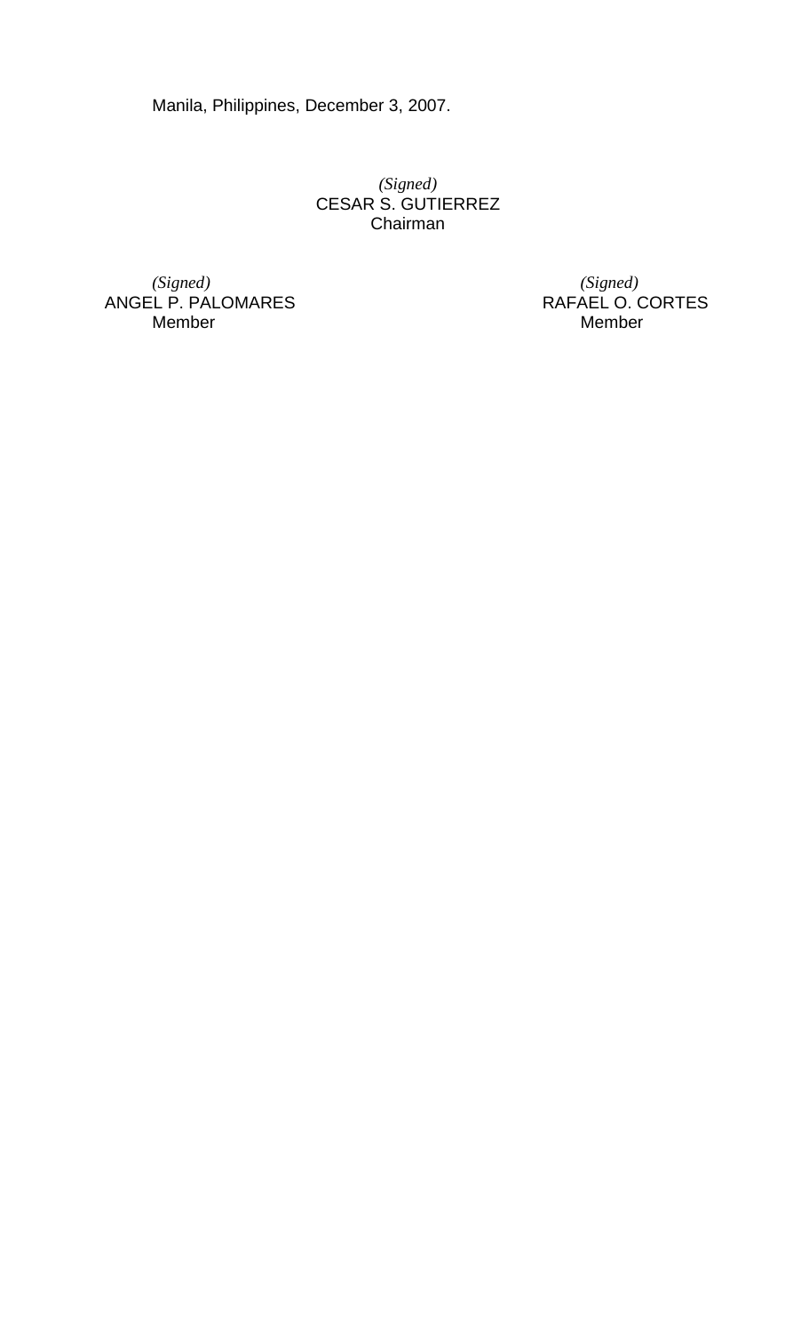Manila, Philippines, December 3, 2007.

*(Signed)*
CESAR S. GUTIERREZ
Chairman

*(Signed)*
ANGEL P. PALOMARES
Member

*(Signed)*
RAFAEL O. CORTES
Member